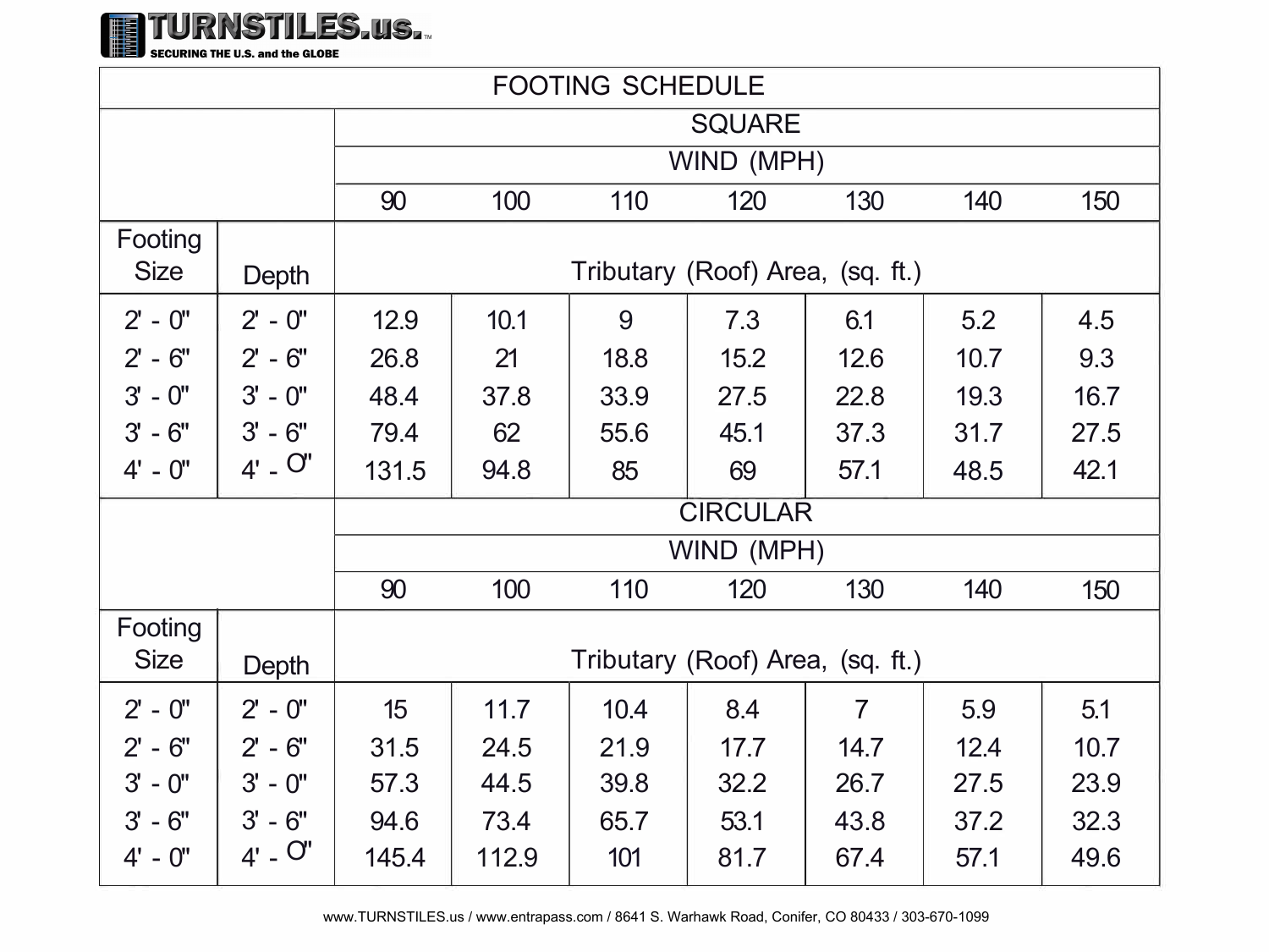TURNSTILES.us.™

SECURING THE U.S. and the GLOBE

# FOOTING SCHEDULE

| | | SQUARE | | | | | | |
|---|---|---|---|---|---|---|---|---|
| | | WIND (MPH) | | | | | | |
| | | 90 | 100 | 110 | 120 | 130 | 140 | 150 |
| Footing Size | Depth | Tributary (Roof) Area, (sq. ft.) | | | | | | |
| 2' - 0" | 2' - 0" | 12.9 | 10.1 | 9 | 7.3 | 6.1 | 5.2 | 4.5 |
| 2' - 6" | 2' - 6" | 26.8 | 21 | 18.8 | 15.2 | 12.6 | 10.7 | 9.3 |
| 3' - 0" | 3' - 0" | 48.4 | 37.8 | 33.9 | 27.5 | 22.8 | 19.3 | 16.7 |
| 3' - 6" | 3' - 6" | 79.4 | 62 | 55.6 | 45.1 | 37.3 | 31.7 | 27.5 |
| 4' - 0" | 4' - 0" | 131.5 | 94.8 | 85 | 69 | 57.1 | 48.5 | 42.1 |
| | | CIRCULAR | | | | | | |
| | | WIND (MPH) | | | | | | |
| | | 90 | 100 | 110 | 120 | 130 | 140 | 150 |
| Footing Size | Depth | Tributary (Roof) Area, (sq. ft.) | | | | | | |
| 2' - 0" | 2' - 0" | 15 | 11.7 | 10.4 | 8.4 | 7 | 5.9 | 5.1 |
| 2' - 6" | 2' - 6" | 31.5 | 24.5 | 21.9 | 17.7 | 14.7 | 12.4 | 10.7 |
| 3' - 0" | 3' - 0" | 57.3 | 44.5 | 39.8 | 32.2 | 26.7 | 27.5 | 23.9 |
| 3' - 6" | 3' - 6" | 94.6 | 73.4 | 65.7 | 53.1 | 43.8 | 37.2 | 32.3 |
| 4' - 0" | 4' - 0" | 145.4 | 112.9 | 101 | 81.7 | 67.4 | 57.1 | 49.6 |

www.TURNSTILES.us / www.entrapass.com / 8641 S. Warhawk Road, Conifer, CO 80433 / 303-670-1099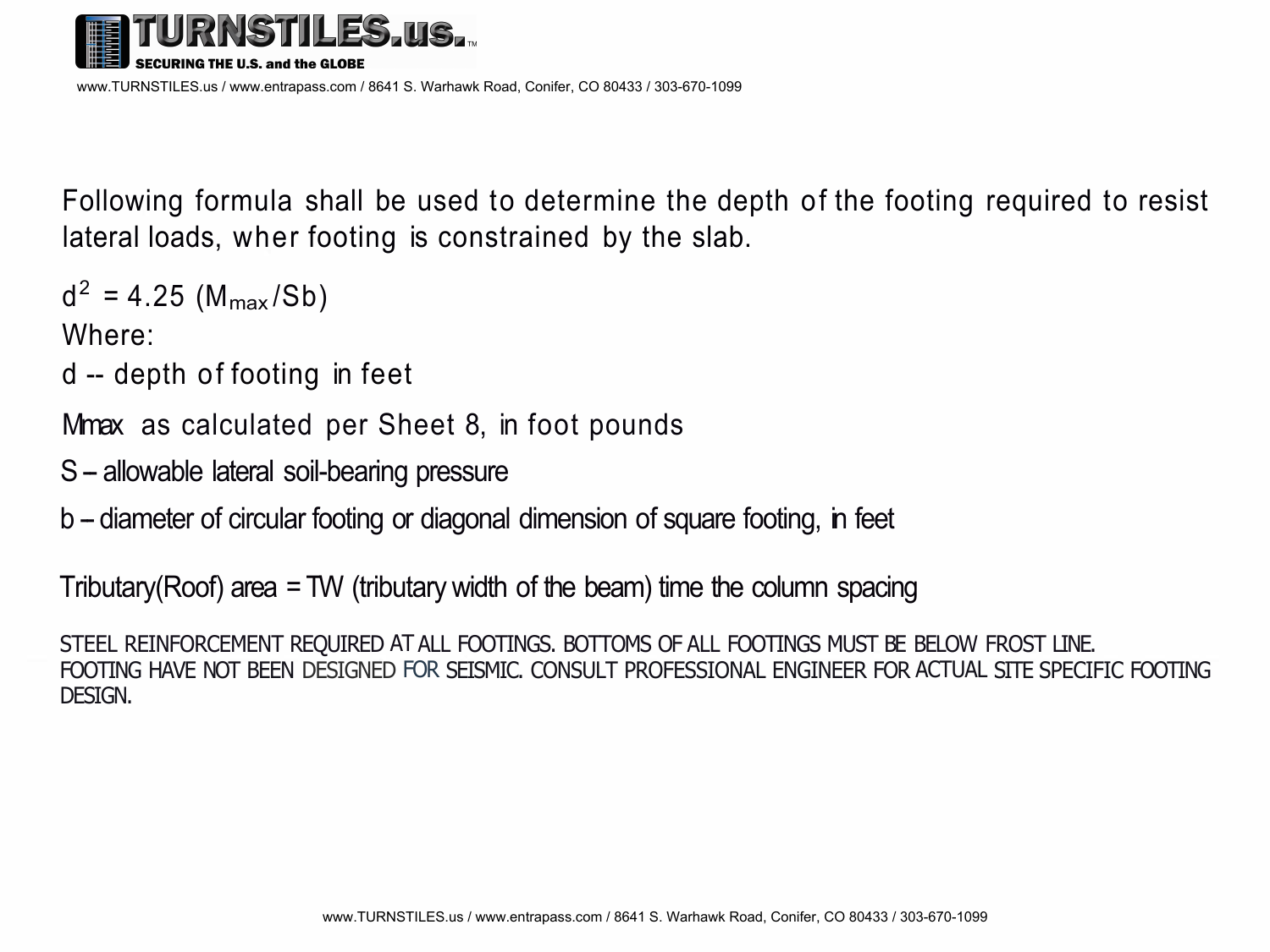Following formula shall be used to determine the depth of the footing required to resist lateral loads, wher footing is constrained by the slab.

$d^2 = 4.25 (M_{max}/Sb)$

Where:

d -- depth of footing in feet

Mmax as calculated per Sheet 8, in foot pounds

S – allowable lateral soil-bearing pressure

b – diameter of circular footing or diagonal dimension of square footing, in feet

Tributary(Roof) area = TW (tributary width of the beam) time the column spacing

STEEL REINFORCEMENT REQUIRED AT ALL FOOTINGS. BOTTOMS OF ALL FOOTINGS MUST BE BELOW FROST LINE. FOOTING HAVE NOT BEEN DESIGNED FOR SEISMIC. CONSULT PROFESSIONAL ENGINEER FOR ACTUAL SITE SPECIFIC FOOTING DESIGN.